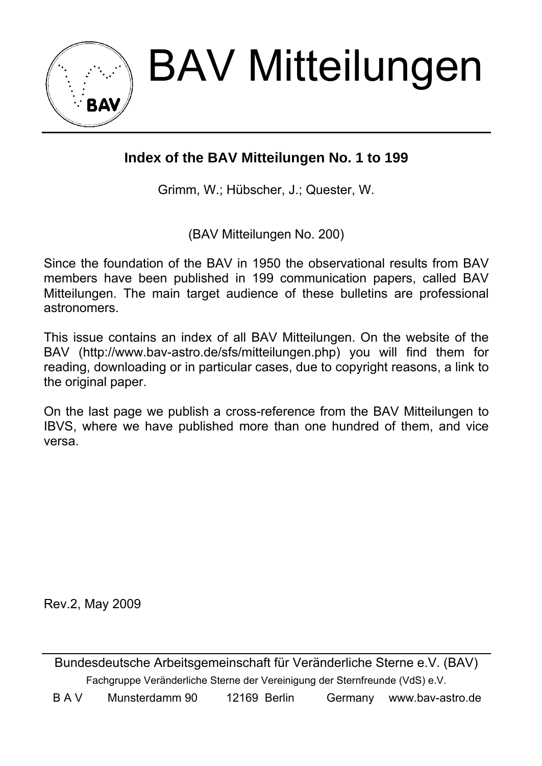# BAV Mitteilungen

## Index of the BAV Mitteilungen No. 1 to 199

Grimm, W.; Hübscher, J.; Quester, W.

(BAV Mitteilungen No. 200)

Since the foundation of the BAV in 1950 the observational results from BAV members have been published in 199 communication papers, called BAV Mitteilungen. The main target audience of these bulletins are professional astronomers.

This issue contains an index of all BAV Mitteilungen. On the website of the BAV (http://www.bav-astro.de/sfs/mitteilungen.php) you will find them for reading, downloading or in particular cases, due to copyright reasons, a link to the original paper.

On the last page we publish a cross-reference from the BAV Mitteilungen to IBVS, where we have published more than one hundred of them, and vice versa.

Rev.2, May 2009

Bundesdeutsche Arbeitsgemeinschaft für Veränderliche Sterne e.V. (BAV)

Fachgruppe Veränderliche Sterne der Vereinigung der Sternfreunde (VdS) e.V.

B A V Munsterdamm 90 12169 Berlin Germany www.bav-astro.de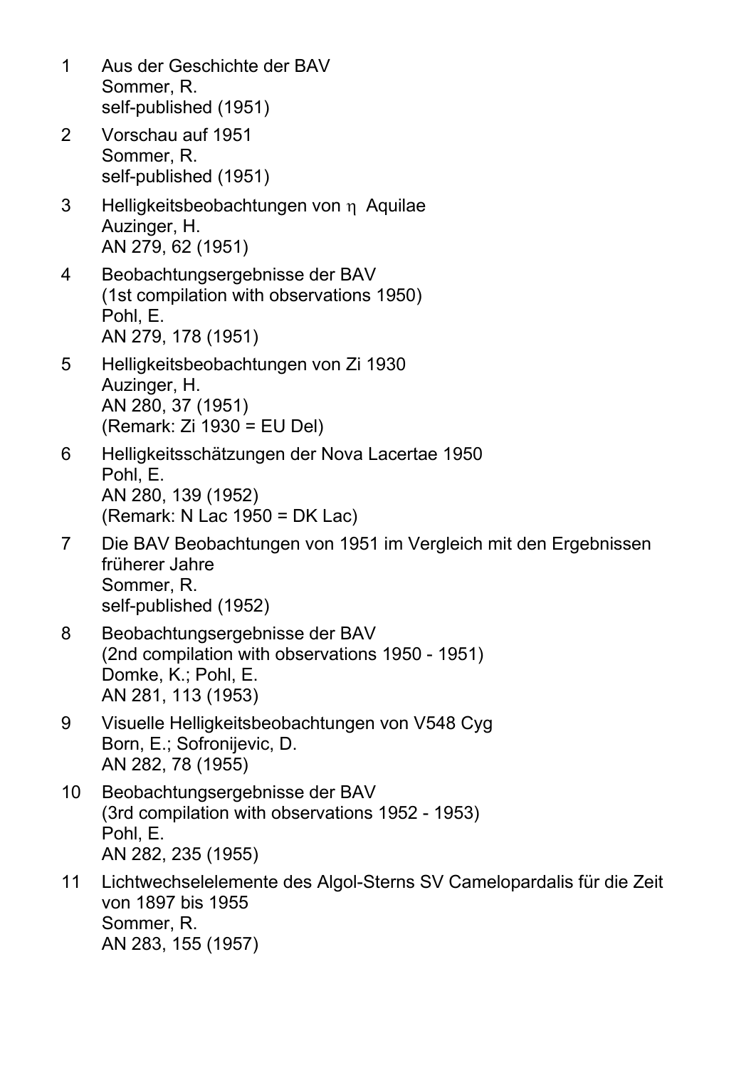1 Aus der Geschichte der BAV
Sommer, R.
self-published (1951)

2 Vorschau auf 1951
Sommer, R.
self-published (1951)

3 Helligkeitsbeobachtungen von $\eta$ Aquilae
Auzinger, H.
AN 279, 62 (1951)

4 Beobachtungsergebnisse der BAV
(1st compilation with observations 1950)
Pohl, E.
AN 279, 178 (1951)

5 Helligkeitsbeobachtungen von Zi 1930
Auzinger, H.
AN 280, 37 (1951)
(Remark: Zi 1930 = EU Del)

6 Helligkeitsschätzungen der Nova Lacertae 1950
Pohl, E.
AN 280, 139 (1952)
(Remark: N Lac 1950 = DK Lac)

7 Die BAV Beobachtungen von 1951 im Vergleich mit den Ergebnissen früherer Jahre
Sommer, R.
self-published (1952)

8 Beobachtungsergebnisse der BAV
(2nd compilation with observations 1950 - 1951)
Domke, K.; Pohl, E.
AN 281, 113 (1953)

9 Visuelle Helligkeitsbeobachtungen von V548 Cyg
Born, E.; Sofronijevic, D.
AN 282, 78 (1955)

10 Beobachtungsergebnisse der BAV
(3rd compilation with observations 1952 - 1953)
Pohl, E.
AN 282, 235 (1955)

11 Lichtwechselelemente des Algol-Sterns SV Camelopardalis für die Zeit von 1897 bis 1955
Sommer, R.
AN 283, 155 (1957)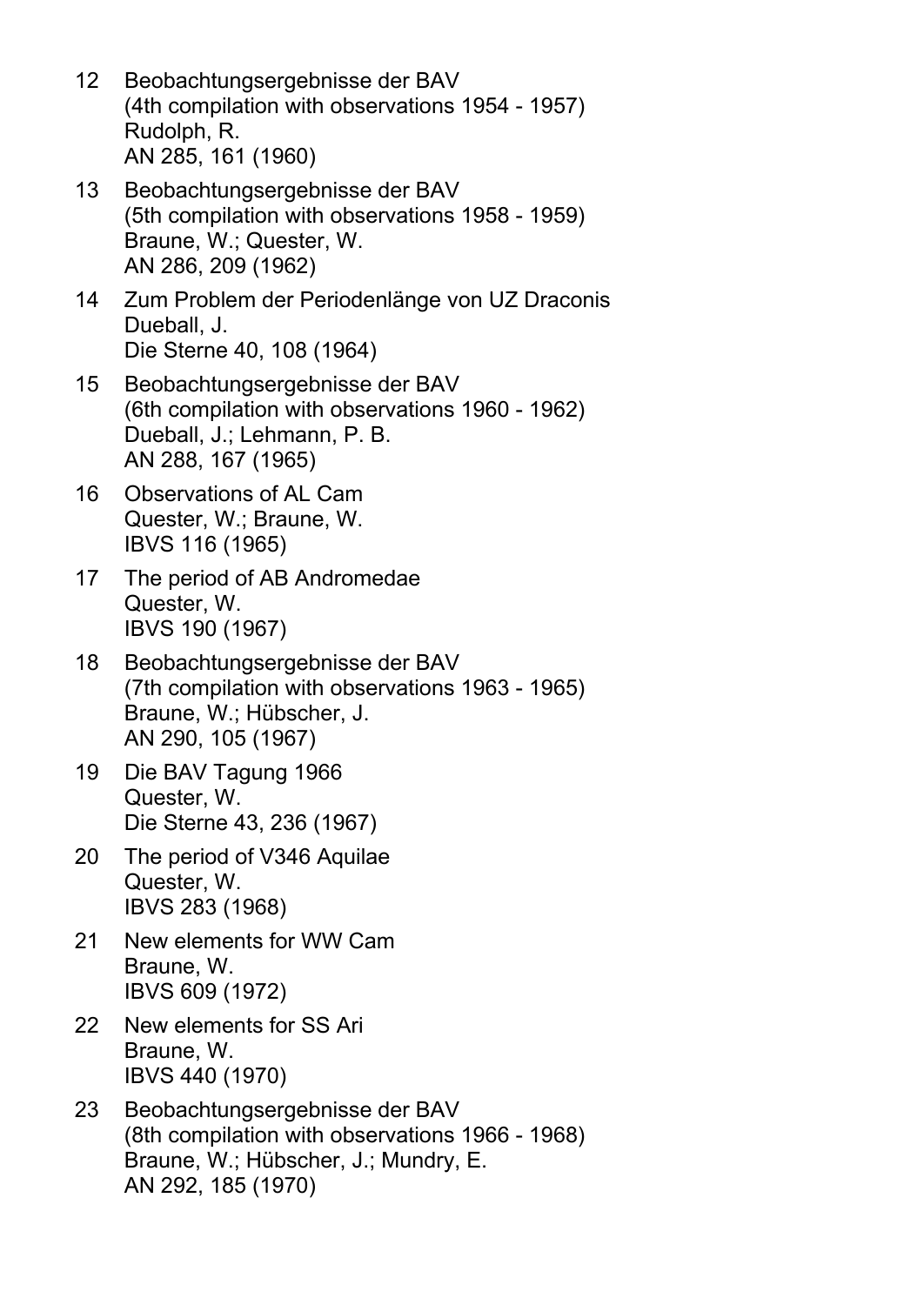12 Beobachtungsergebnisse der BAV
(4th compilation with observations 1954 - 1957)
Rudolph, R.
AN 285, 161 (1960)

13 Beobachtungsergebnisse der BAV
(5th compilation with observations 1958 - 1959)
Braune, W.; Quester, W.
AN 286, 209 (1962)

14 Zum Problem der Periodenlänge von UZ Draconis
Dueball, J.
Die Sterne 40, 108 (1964)

15 Beobachtungsergebnisse der BAV
(6th compilation with observations 1960 - 1962)
Dueball, J.; Lehmann, P. B.
AN 288, 167 (1965)

16 Observations of AL Cam
Quester, W.; Braune, W.
IBVS 116 (1965)

17 The period of AB Andromedae
Quester, W.
IBVS 190 (1967)

18 Beobachtungsergebnisse der BAV
(7th compilation with observations 1963 - 1965)
Braune, W.; Hübscher, J.
AN 290, 105 (1967)

19 Die BAV Tagung 1966
Quester, W.
Die Sterne 43, 236 (1967)

20 The period of V346 Aquilae
Quester, W.
IBVS 283 (1968)

21 New elements for WW Cam
Braune, W.
IBVS 609 (1972)

22 New elements for SS Ari
Braune, W.
IBVS 440 (1970)

23 Beobachtungsergebnisse der BAV
(8th compilation with observations 1966 - 1968)
Braune, W.; Hübscher, J.; Mundry, E.
AN 292, 185 (1970)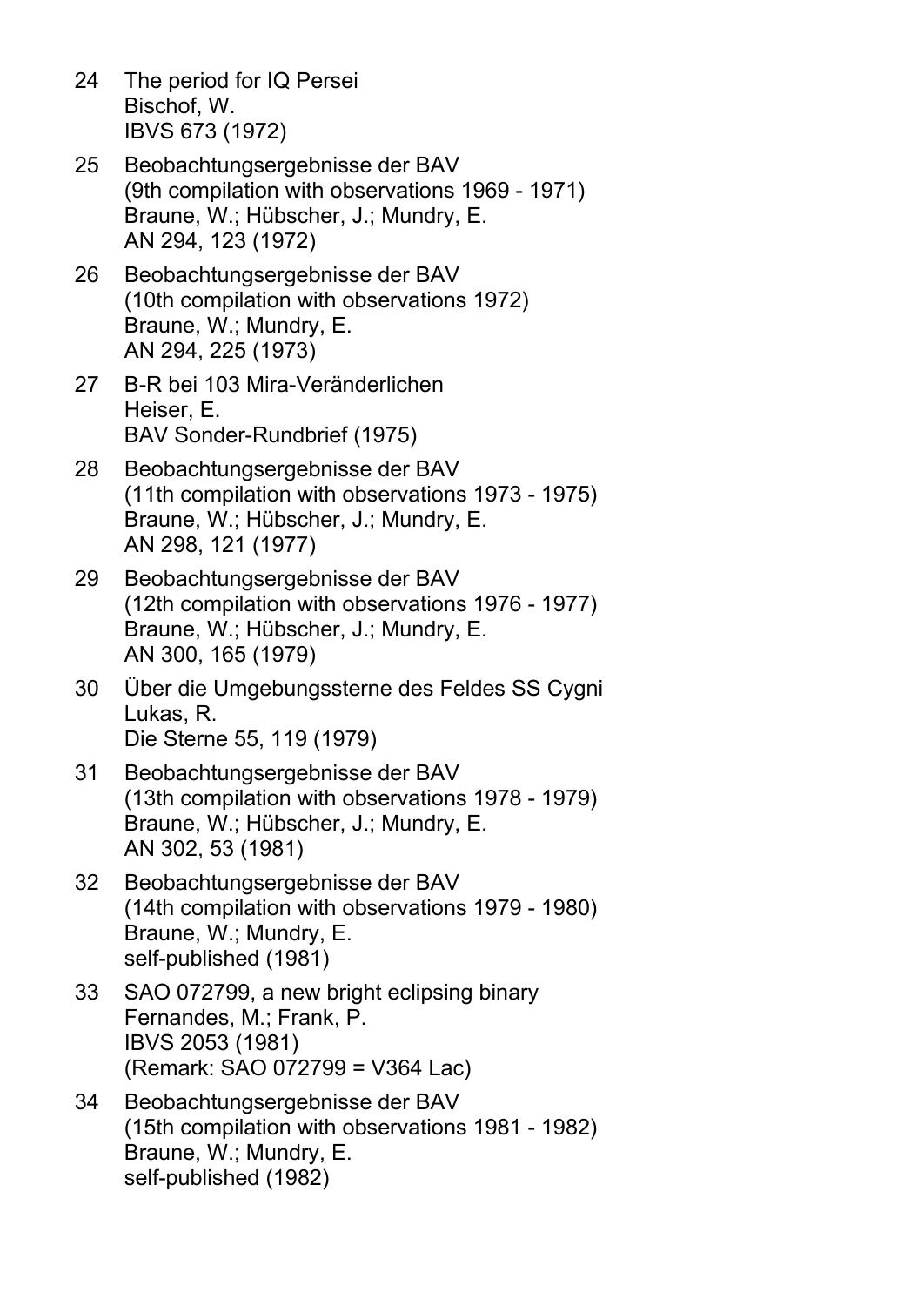24 The period for IQ Persei
Bischof, W.
IBVS 673 (1972)

25 Beobachtungsergebnisse der BAV
(9th compilation with observations 1969 - 1971)
Braune, W.; Hübscher, J.; Mundry, E.
AN 294, 123 (1972)

26 Beobachtungsergebnisse der BAV
(10th compilation with observations 1972)
Braune, W.; Mundry, E.
AN 294, 225 (1973)

27 B-R bei 103 Mira-Veränderlichen
Heiser, E.
BAV Sonder-Rundbrief (1975)

28 Beobachtungsergebnisse der BAV
(11th compilation with observations 1973 - 1975)
Braune, W.; Hübscher, J.; Mundry, E.
AN 298, 121 (1977)

29 Beobachtungsergebnisse der BAV
(12th compilation with observations 1976 - 1977)
Braune, W.; Hübscher, J.; Mundry, E.
AN 300, 165 (1979)

30 Über die Umgebungssterne des Feldes SS Cygni
Lukas, R.
Die Sterne 55, 119 (1979)

31 Beobachtungsergebnisse der BAV
(13th compilation with observations 1978 - 1979)
Braune, W.; Hübscher, J.; Mundry, E.
AN 302, 53 (1981)

32 Beobachtungsergebnisse der BAV
(14th compilation with observations 1979 - 1980)
Braune, W.; Mundry, E.
self-published (1981)

33 SAO 072799, a new bright eclipsing binary
Fernandes, M.; Frank, P.
IBVS 2053 (1981)
(Remark: SAO 072799 = V364 Lac)

34 Beobachtungsergebnisse der BAV
(15th compilation with observations 1981 - 1982)
Braune, W.; Mundry, E.
self-published (1982)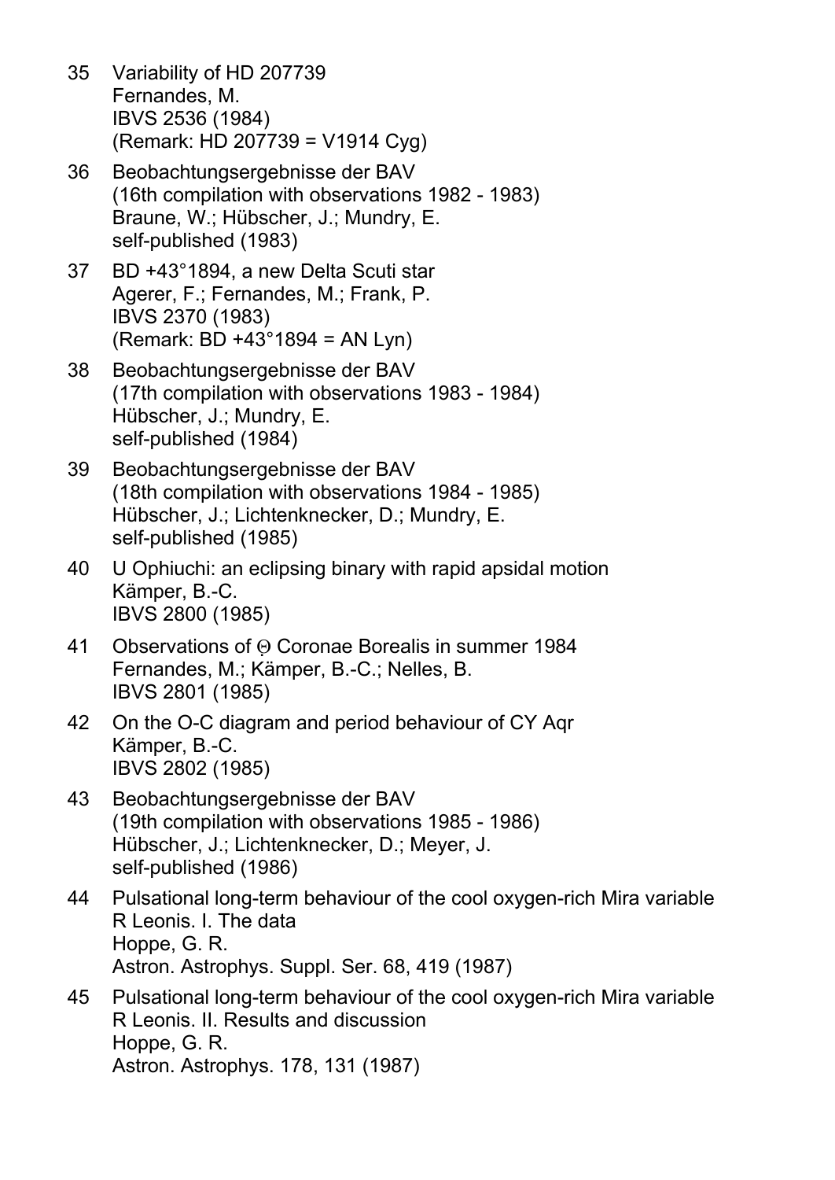35 Variability of HD 207739
Fernandes, M.
IBVS 2536 (1984)
(Remark: HD 207739 = V1914 Cyg)

36 Beobachtungsergebnisse der BAV
(16th compilation with observations 1982 - 1983)
Braune, W.; Hübscher, J.; Mundry, E.
self-published (1983)

37 BD +43°1894, a new Delta Scuti star
Agerer, F.; Fernandes, M.; Frank, P.
IBVS 2370 (1983)
(Remark: BD +43°1894 = AN Lyn)

38 Beobachtungsergebnisse der BAV
(17th compilation with observations 1983 - 1984)
Hübscher, J.; Mundry, E.
self-published (1984)

39 Beobachtungsergebnisse der BAV
(18th compilation with observations 1984 - 1985)
Hübscher, J.; Lichtenknecker, D.; Mundry, E.
self-published (1985)

40 U Ophiuchi: an eclipsing binary with rapid apsidal motion
Kämper, B.-C.
IBVS 2800 (1985)

41 Observations of Θ Coronae Borealis in summer 1984
Fernandes, M.; Kämper, B.-C.; Nelles, B.
IBVS 2801 (1985)

42 On the O-C diagram and period behaviour of CY Aqr
Kämper, B.-C.
IBVS 2802 (1985)

43 Beobachtungsergebnisse der BAV
(19th compilation with observations 1985 - 1986)
Hübscher, J.; Lichtenknecker, D.; Meyer, J.
self-published (1986)

44 Pulsational long-term behaviour of the cool oxygen-rich Mira variable
R Leonis. I. The data
Hoppe, G. R.
Astron. Astrophys. Suppl. Ser. 68, 419 (1987)

45 Pulsational long-term behaviour of the cool oxygen-rich Mira variable
R Leonis. II. Results and discussion
Hoppe, G. R.
Astron. Astrophys. 178, 131 (1987)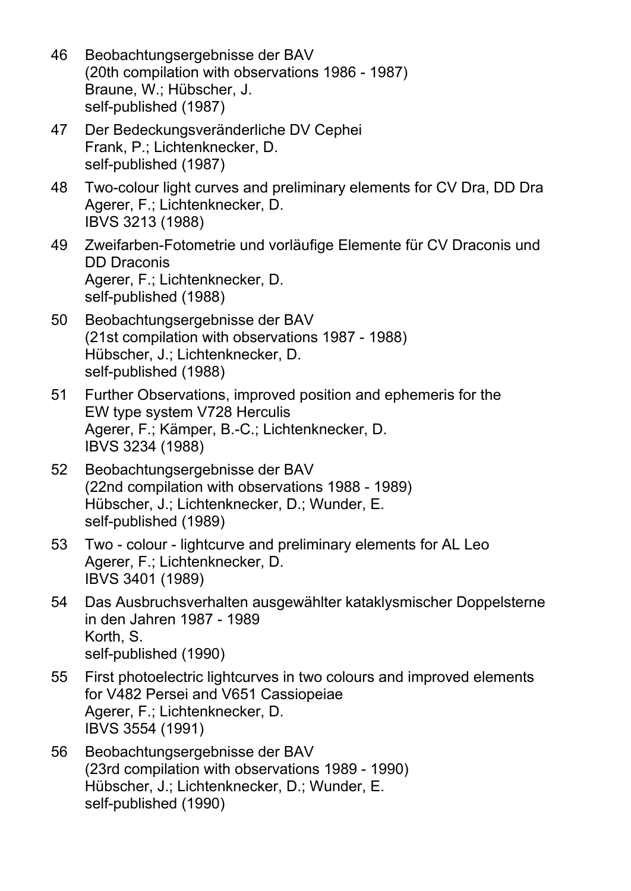46 Beobachtungsergebnisse der BAV
(20th compilation with observations 1986 - 1987)
Braune, W.; Hübscher, J.
self-published (1987)

47 Der Bedeckungsveränderliche DV Cephei
Frank, P.; Lichtenknecker, D.
self-published (1987)

48 Two-colour light curves and preliminary elements for CV Dra, DD Dra
Agerer, F.; Lichtenknecker, D.
IBVS 3213 (1988)

49 Zweifarben-Fotometrie und vorläufige Elemente für CV Draconis und DD Draconis
Agerer, F.; Lichtenknecker, D.
self-published (1988)

50 Beobachtungsergebnisse der BAV
(21st compilation with observations 1987 - 1988)
Hübscher, J.; Lichtenknecker, D.
self-published (1988)

51 Further Observations, improved position and ephemeris for the EW type system V728 Herculis
Agerer, F.; Kämper, B.-C.; Lichtenknecker, D.
IBVS 3234 (1988)

52 Beobachtungsergebnisse der BAV
(22nd compilation with observations 1988 - 1989)
Hübscher, J.; Lichtenknecker, D.; Wunder, E.
self-published (1989)

53 Two - colour - lightcurve and preliminary elements for AL Leo
Agerer, F.; Lichtenknecker, D.
IBVS 3401 (1989)

54 Das Ausbruchsverhalten ausgewählter kataklysmischer Doppelsterne in den Jahren 1987 - 1989
Korth, S.
self-published (1990)

55 First photoelectric lightcurves in two colours and improved elements for V482 Persei and V651 Cassiopeiae
Agerer, F.; Lichtenknecker, D.
IBVS 3554 (1991)

56 Beobachtungsergebnisse der BAV
(23rd compilation with observations 1989 - 1990)
Hübscher, J.; Lichtenknecker, D.; Wunder, E.
self-published (1990)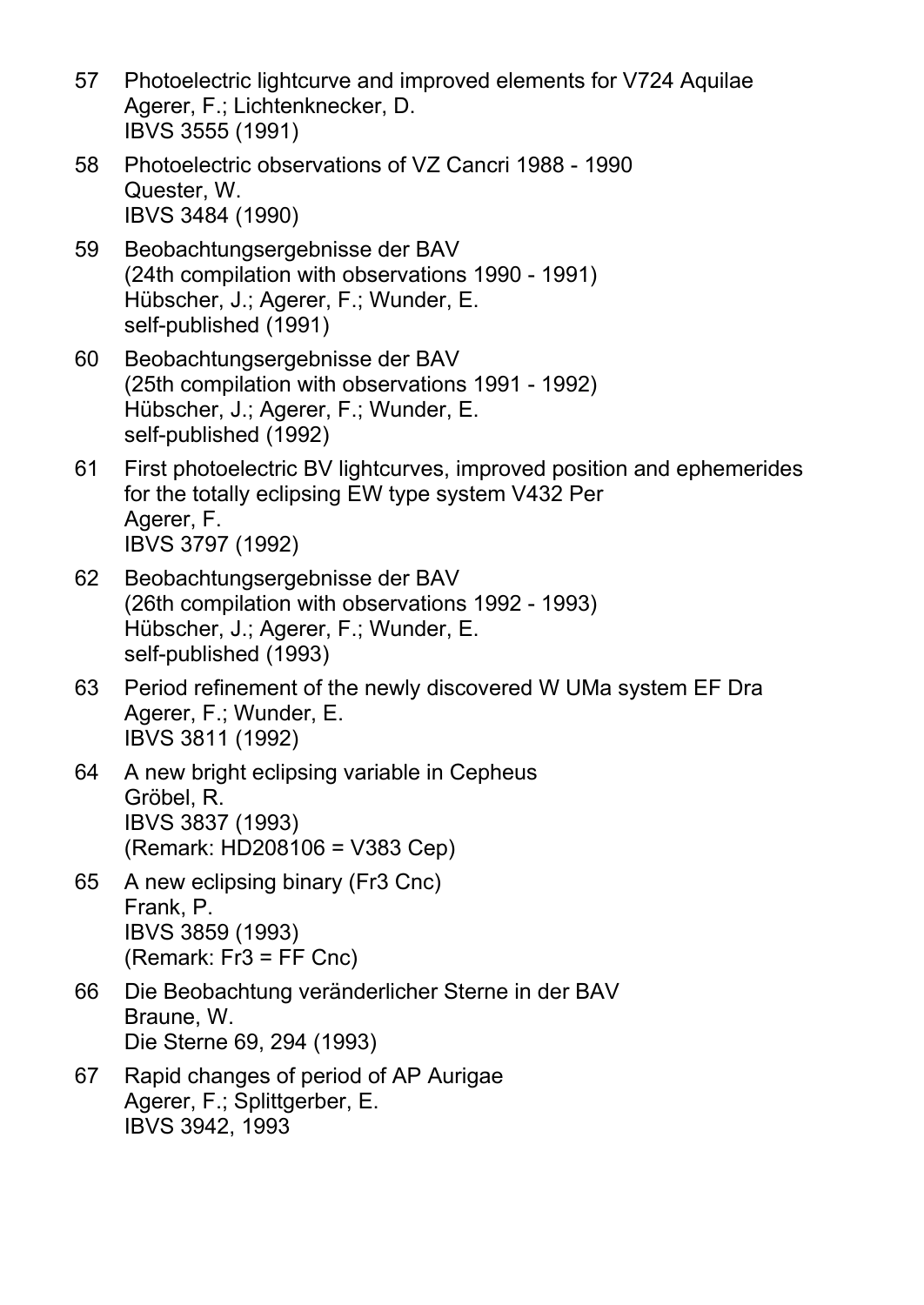57 Photoelectric lightcurve and improved elements for V724 Aquilae
Agerer, F.; Lichtenknecker, D.
IBVS 3555 (1991)

58 Photoelectric observations of VZ Cancri 1988 - 1990
Quester, W.
IBVS 3484 (1990)

59 Beobachtungsergebnisse der BAV
(24th compilation with observations 1990 - 1991)
Hübscher, J.; Agerer, F.; Wunder, E.
self-published (1991)

60 Beobachtungsergebnisse der BAV
(25th compilation with observations 1991 - 1992)
Hübscher, J.; Agerer, F.; Wunder, E.
self-published (1992)

61 First photoelectric BV lightcurves, improved position and ephemerides for the totally eclipsing EW type system V432 Per
Agerer, F.
IBVS 3797 (1992)

62 Beobachtungsergebnisse der BAV
(26th compilation with observations 1992 - 1993)
Hübscher, J.; Agerer, F.; Wunder, E.
self-published (1993)

63 Period refinement of the newly discovered W UMa system EF Dra
Agerer, F.; Wunder, E.
IBVS 3811 (1992)

64 A new bright eclipsing variable in Cepheus
Gröbel, R.
IBVS 3837 (1993)
(Remark: HD208106 = V383 Cep)

65 A new eclipsing binary (Fr3 Cnc)
Frank, P.
IBVS 3859 (1993)
(Remark: Fr3 = FF Cnc)

66 Die Beobachtung veränderlicher Sterne in der BAV
Braune, W.
Die Sterne 69, 294 (1993)

67 Rapid changes of period of AP Aurigae
Agerer, F.; Splittgerber, E.
IBVS 3942, 1993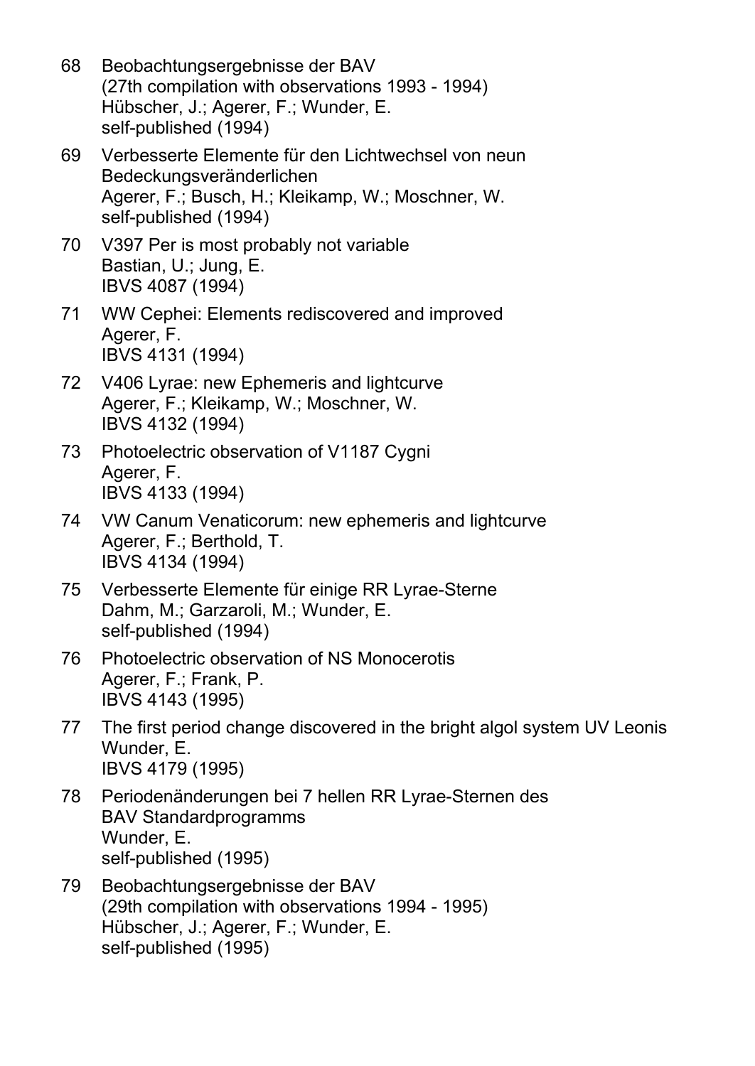68 Beobachtungsergebnisse der BAV
(27th compilation with observations 1993 - 1994)
Hübscher, J.; Agerer, F.; Wunder, E.
self-published (1994)

69 Verbesserte Elemente für den Lichtwechsel von neun Bedeckungsveränderlichen
Agerer, F.; Busch, H.; Kleikamp, W.; Moschner, W.
self-published (1994)

70 V397 Per is most probably not variable
Bastian, U.; Jung, E.
IBVS 4087 (1994)

71 WW Cephei: Elements rediscovered and improved
Agerer, F.
IBVS 4131 (1994)

72 V406 Lyrae: new Ephemeris and lightcurve
Agerer, F.; Kleikamp, W.; Moschner, W.
IBVS 4132 (1994)

73 Photoelectric observation of V1187 Cygni
Agerer, F.
IBVS 4133 (1994)

74 VW Canum Venaticorum: new ephemeris and lightcurve
Agerer, F.; Berthold, T.
IBVS 4134 (1994)

75 Verbesserte Elemente für einige RR Lyrae-Sterne
Dahm, M.; Garzaroli, M.; Wunder, E.
self-published (1994)

76 Photoelectric observation of NS Monocerotis
Agerer, F.; Frank, P.
IBVS 4143 (1995)

77 The first period change discovered in the bright algol system UV Leonis
Wunder, E.
IBVS 4179 (1995)

78 Periodenänderungen bei 7 hellen RR Lyrae-Sternen des BAV Standardprogramms
Wunder, E.
self-published (1995)

79 Beobachtungsergebnisse der BAV
(29th compilation with observations 1994 - 1995)
Hübscher, J.; Agerer, F.; Wunder, E.
self-published (1995)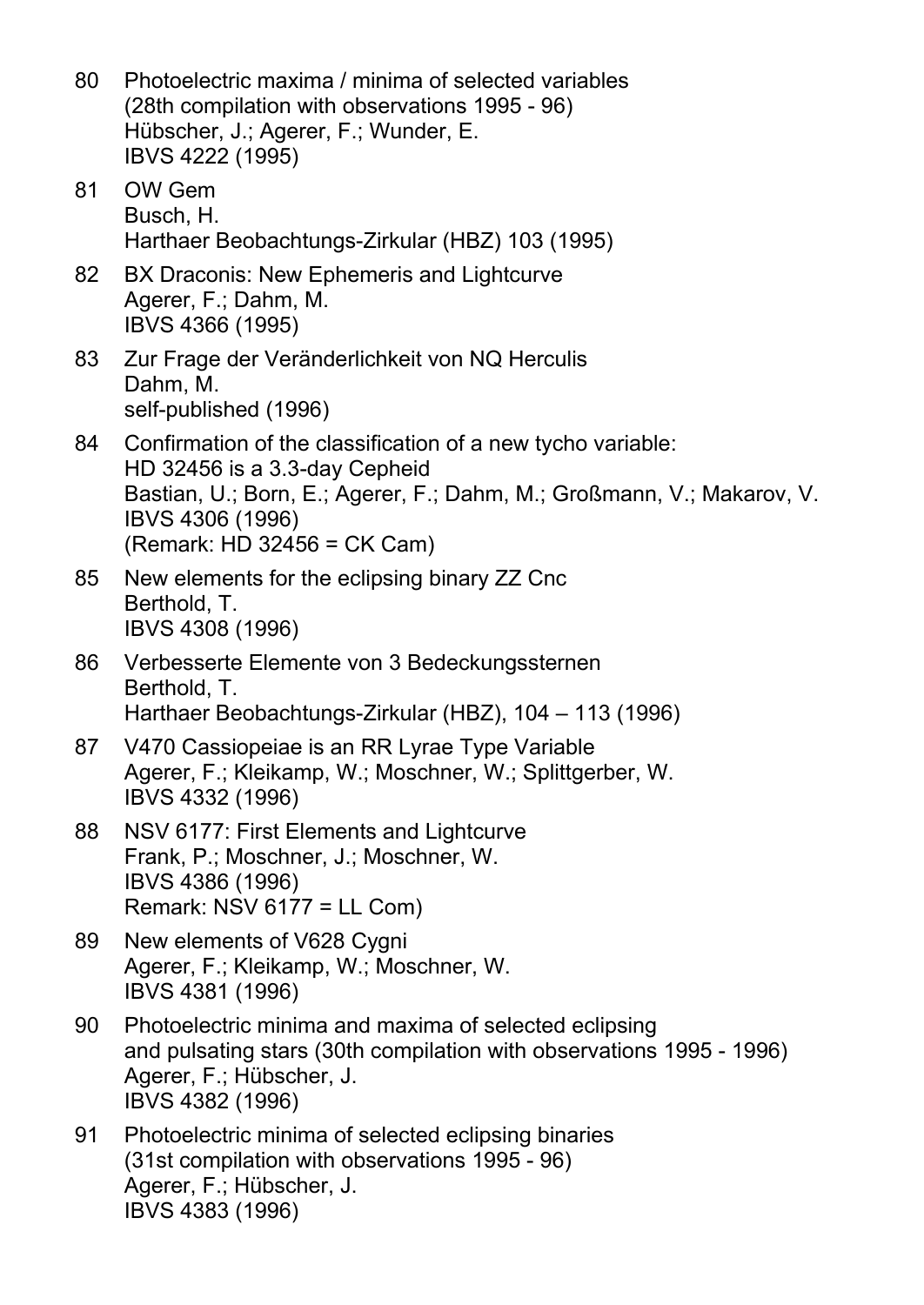80 Photoelectric maxima / minima of selected variables
(28th compilation with observations 1995 - 96)
Hübscher, J.; Agerer, F.; Wunder, E.
IBVS 4222 (1995)

81 OW Gem
Busch, H.
Harthaer Beobachtungs-Zirkular (HBZ) 103 (1995)

82 BX Draconis: New Ephemeris and Lightcurve
Agerer, F.; Dahm, M.
IBVS 4366 (1995)

83 Zur Frage der Veränderlichkeit von NQ Herculis
Dahm, M.
self-published (1996)

84 Confirmation of the classification of a new tycho variable:
HD 32456 is a 3.3-day Cepheid
Bastian, U.; Born, E.; Agerer, F.; Dahm, M.; Großmann, V.; Makarov, V.
IBVS 4306 (1996)
(Remark: HD 32456 = CK Cam)

85 New elements for the eclipsing binary ZZ Cnc
Berthold, T.
IBVS 4308 (1996)

86 Verbesserte Elemente von 3 Bedeckungssternen
Berthold, T.
Harthaer Beobachtungs-Zirkular (HBZ), 104 – 113 (1996)

87 V470 Cassiopeiae is an RR Lyrae Type Variable
Agerer, F.; Kleikamp, W.; Moschner, W.; Splittgerber, W.
IBVS 4332 (1996)

88 NSV 6177: First Elements and Lightcurve
Frank, P.; Moschner, J.; Moschner, W.
IBVS 4386 (1996)
Remark: NSV 6177 = LL Com)

89 New elements of V628 Cygni
Agerer, F.; Kleikamp, W.; Moschner, W.
IBVS 4381 (1996)

90 Photoelectric minima and maxima of selected eclipsing
and pulsating stars (30th compilation with observations 1995 - 1996)
Agerer, F.; Hübscher, J.
IBVS 4382 (1996)

91 Photoelectric minima of selected eclipsing binaries
(31st compilation with observations 1995 - 96)
Agerer, F.; Hübscher, J.
IBVS 4383 (1996)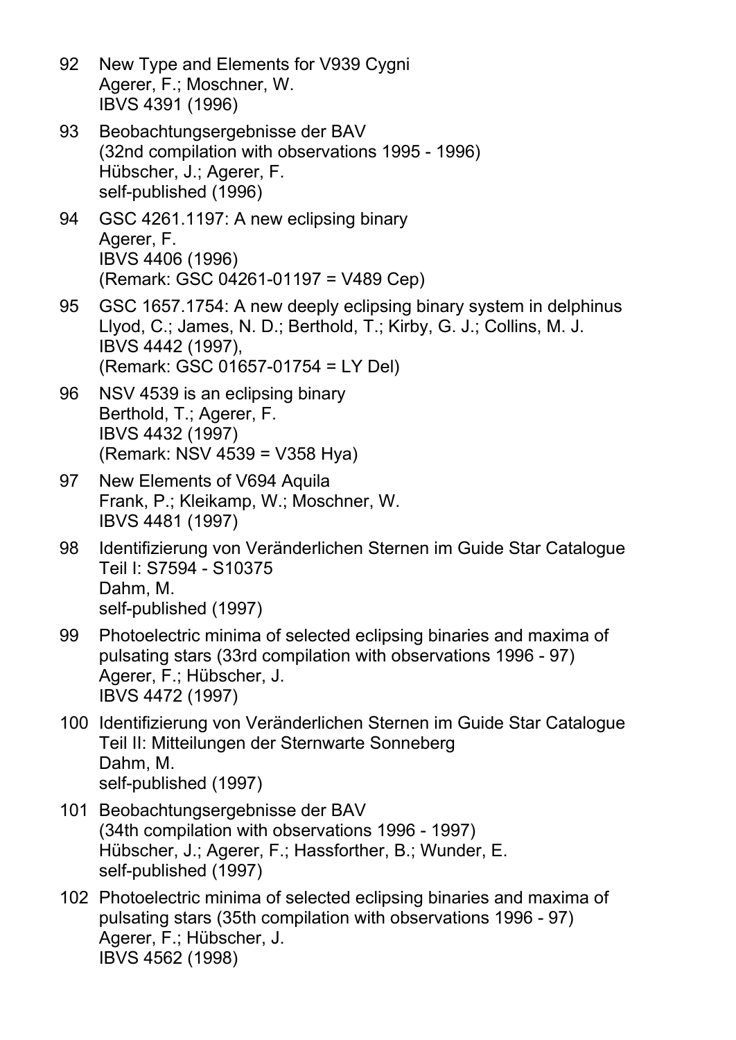92 New Type and Elements for V939 Cygni
Agerer, F.; Moschner, W.
IBVS 4391 (1996)

93 Beobachtungsergebnisse der BAV
(32nd compilation with observations 1995 - 1996)
Hübscher, J.; Agerer, F.
self-published (1996)

94 GSC 4261.1197: A new eclipsing binary
Agerer, F.
IBVS 4406 (1996)
(Remark: GSC 04261-01197 = V489 Cep)

95 GSC 1657.1754: A new deeply eclipsing binary system in delphinus
Llyod, C.; James, N. D.; Berthold, T.; Kirby, G. J.; Collins, M. J.
IBVS 4442 (1997),
(Remark: GSC 01657-01754 = LY Del)

96 NSV 4539 is an eclipsing binary
Berthold, T.; Agerer, F.
IBVS 4432 (1997)
(Remark: NSV 4539 = V358 Hya)

97 New Elements of V694 Aquila
Frank, P.; Kleikamp, W.; Moschner, W.
IBVS 4481 (1997)

98 Identifizierung von Veränderlichen Sternen im Guide Star Catalogue
Teil I: S7594 - S10375
Dahm, M.
self-published (1997)

99 Photoelectric minima of selected eclipsing binaries and maxima of pulsating stars (33rd compilation with observations 1996 - 97)
Agerer, F.; Hübscher, J.
IBVS 4472 (1997)

100 Identifizierung von Veränderlichen Sternen im Guide Star Catalogue
Teil II: Mitteilungen der Sternwarte Sonneberg
Dahm, M.
self-published (1997)

101 Beobachtungsergebnisse der BAV
(34th compilation with observations 1996 - 1997)
Hübscher, J.; Agerer, F.; Hassforther, B.; Wunder, E.
self-published (1997)

102 Photoelectric minima of selected eclipsing binaries and maxima of pulsating stars (35th compilation with observations 1996 - 97)
Agerer, F.; Hübscher, J.
IBVS 4562 (1998)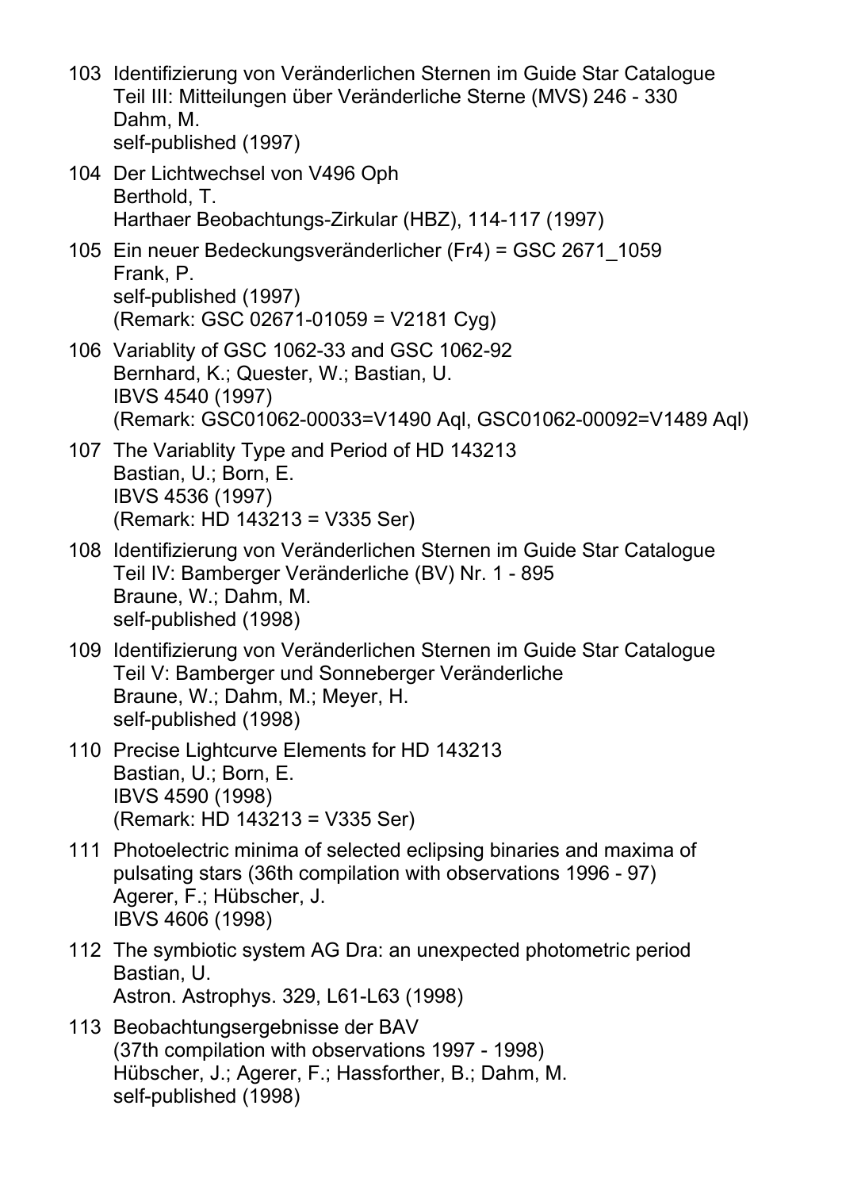103 Identifizierung von Veränderlichen Sternen im Guide Star Catalogue
Teil III: Mitteilungen über Veränderliche Sterne (MVS) 246 - 330
Dahm, M.
self-published (1997)

104 Der Lichtwechsel von V496 Oph
Berthold, T.
Harthaer Beobachtungs-Zirkular (HBZ), 114-117 (1997)

105 Ein neuer Bedeckungsveränderlicher (Fr4) = GSC 2671_1059
Frank, P.
self-published (1997)
(Remark: GSC 02671-01059 = V2181 Cyg)

106 Variablity of GSC 1062-33 and GSC 1062-92
Bernhard, K.; Quester, W.; Bastian, U.
IBVS 4540 (1997)
(Remark: GSC01062-00033=V1490 Aql, GSC01062-00092=V1489 Aql)

107 The Variablity Type and Period of HD 143213
Bastian, U.; Born, E.
IBVS 4536 (1997)
(Remark: HD 143213 = V335 Ser)

108 Identifizierung von Veränderlichen Sternen im Guide Star Catalogue
Teil IV: Bamberger Veränderliche (BV) Nr. 1 - 895
Braune, W.; Dahm, M.
self-published (1998)

109 Identifizierung von Veränderlichen Sternen im Guide Star Catalogue
Teil V: Bamberger und Sonneberger Veränderliche
Braune, W.; Dahm, M.; Meyer, H.
self-published (1998)

110 Precise Lightcurve Elements for HD 143213
Bastian, U.; Born, E.
IBVS 4590 (1998)
(Remark: HD 143213 = V335 Ser)

111 Photoelectric minima of selected eclipsing binaries and maxima of pulsating stars (36th compilation with observations 1996 - 97)
Agerer, F.; Hübscher, J.
IBVS 4606 (1998)

112 The symbiotic system AG Dra: an unexpected photometric period
Bastian, U.
Astron. Astrophys. 329, L61-L63 (1998)

113 Beobachtungsergebnisse der BAV
(37th compilation with observations 1997 - 1998)
Hübscher, J.; Agerer, F.; Hassforther, B.; Dahm, M.
self-published (1998)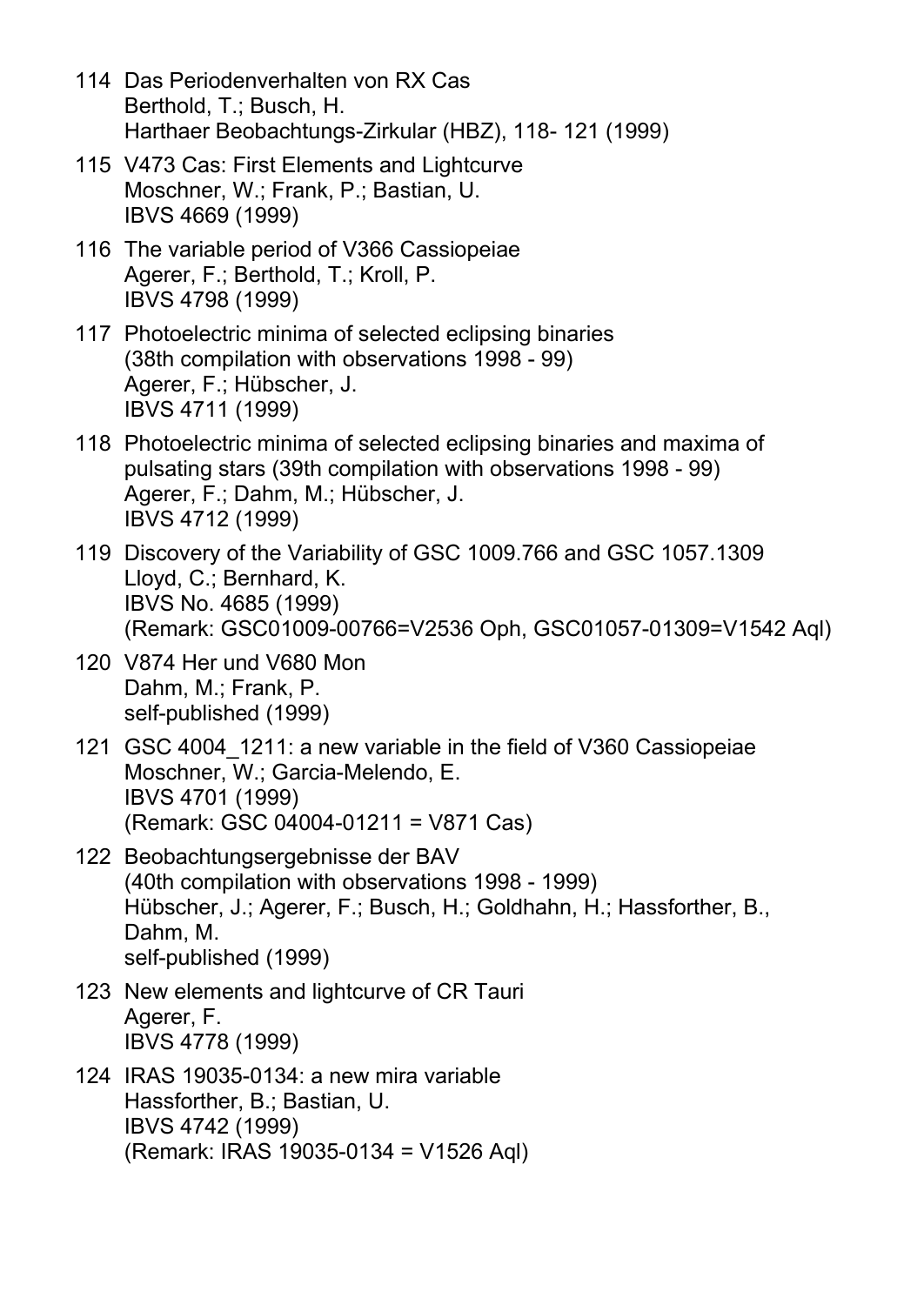114 Das Periodenverhalten von RX Cas
    Berthold, T.; Busch, H.
    Harthaer Beobachtungs-Zirkular (HBZ), 118- 121 (1999)

115 V473 Cas: First Elements and Lightcurve
    Moschner, W.; Frank, P.; Bastian, U.
    IBVS 4669 (1999)

116 The variable period of V366 Cassiopeiae
    Agerer, F.; Berthold, T.; Kroll, P.
    IBVS 4798 (1999)

117 Photoelectric minima of selected eclipsing binaries
    (38th compilation with observations 1998 - 99)
    Agerer, F.; Hübscher, J.
    IBVS 4711 (1999)

118 Photoelectric minima of selected eclipsing binaries and maxima of
    pulsating stars (39th compilation with observations 1998 - 99)
    Agerer, F.; Dahm, M.; Hübscher, J.
    IBVS 4712 (1999)

119 Discovery of the Variability of GSC 1009.766 and GSC 1057.1309
    Lloyd, C.; Bernhard, K.
    IBVS No. 4685 (1999)
    (Remark: GSC01009-00766=V2536 Oph, GSC01057-01309=V1542 Aql)

120 V874 Her und V680 Mon
    Dahm, M.; Frank, P.
    self-published (1999)

121 GSC 4004_1211: a new variable in the field of V360 Cassiopeiae
    Moschner, W.; Garcia-Melendo, E.
    IBVS 4701 (1999)
    (Remark: GSC 04004-01211 = V871 Cas)

122 Beobachtungsergebnisse der BAV
    (40th compilation with observations 1998 - 1999)
    Hübscher, J.; Agerer, F.; Busch, H.; Goldhahn, H.; Hassforther, B.,
    Dahm, M.
    self-published (1999)

123 New elements and lightcurve of CR Tauri
    Agerer, F.
    IBVS 4778 (1999)

124 IRAS 19035-0134: a new mira variable
    Hassforther, B.; Bastian, U.
    IBVS 4742 (1999)
    (Remark: IRAS 19035-0134 = V1526 Aql)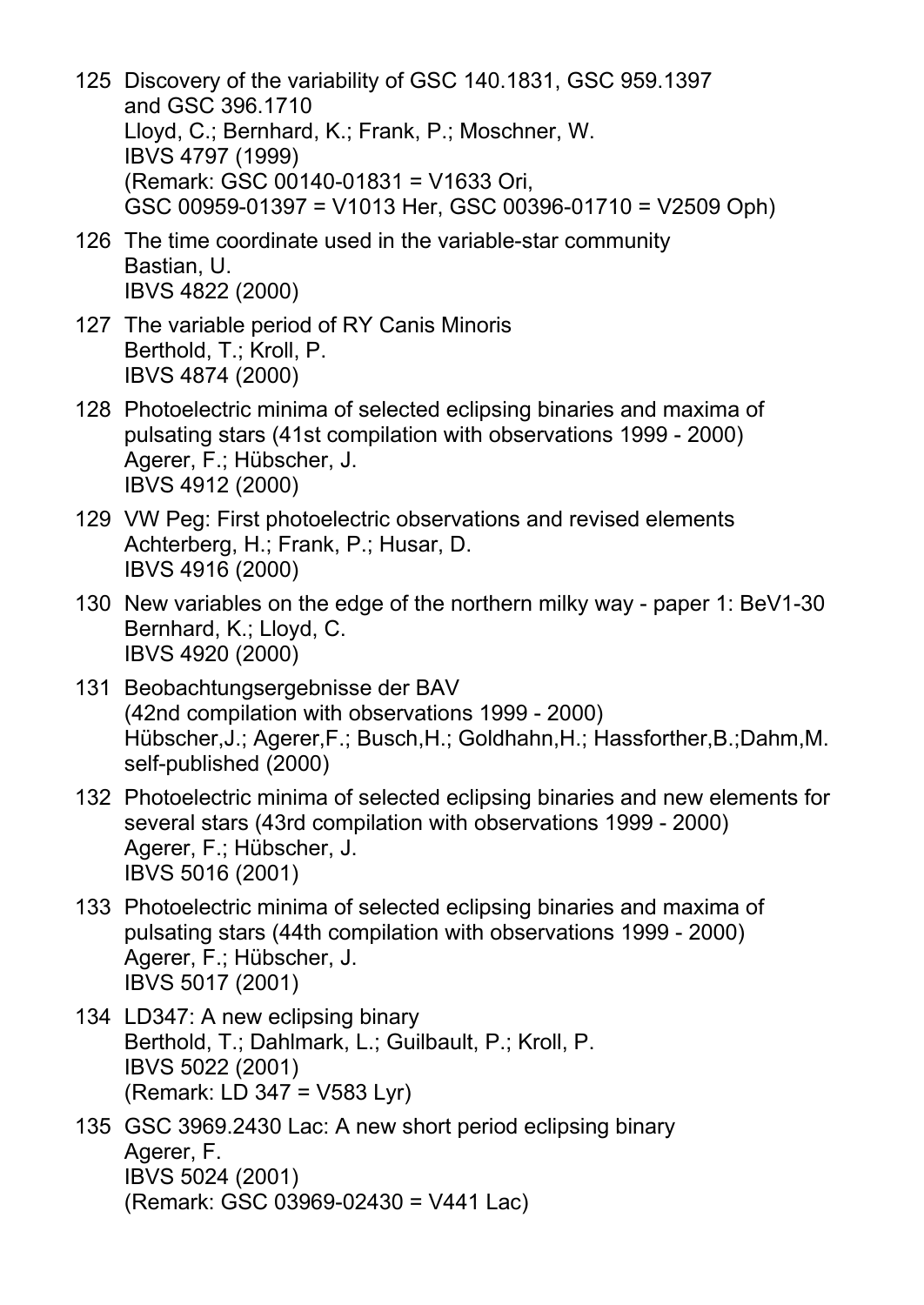125 Discovery of the variability of GSC 140.1831, GSC 959.1397
and GSC 396.1710
Lloyd, C.; Bernhard, K.; Frank, P.; Moschner, W.
IBVS 4797 (1999)
(Remark: GSC 00140-01831 = V1633 Ori,
GSC 00959-01397 = V1013 Her, GSC 00396-01710 = V2509 Oph)

126 The time coordinate used in the variable-star community
Bastian, U.
IBVS 4822 (2000)

127 The variable period of RY Canis Minoris
Berthold, T.; Kroll, P.
IBVS 4874 (2000)

128 Photoelectric minima of selected eclipsing binaries and maxima of
pulsating stars (41st compilation with observations 1999 - 2000)
Agerer, F.; Hübscher, J.
IBVS 4912 (2000)

129 VW Peg: First photoelectric observations and revised elements
Achterberg, H.; Frank, P.; Husar, D.
IBVS 4916 (2000)

130 New variables on the edge of the northern milky way - paper 1: BeV1-30
Bernhard, K.; Lloyd, C.
IBVS 4920 (2000)

131 Beobachtungsergebnisse der BAV
(42nd compilation with observations 1999 - 2000)
Hübscher,J.; Agerer,F.; Busch,H.; Goldhahn,H.; Hassforther,B.;Dahm,M.
self-published (2000)

132 Photoelectric minima of selected eclipsing binaries and new elements for
several stars (43rd compilation with observations 1999 - 2000)
Agerer, F.; Hübscher, J.
IBVS 5016 (2001)

133 Photoelectric minima of selected eclipsing binaries and maxima of
pulsating stars (44th compilation with observations 1999 - 2000)
Agerer, F.; Hübscher, J.
IBVS 5017 (2001)

134 LD347: A new eclipsing binary
Berthold, T.; Dahlmark, L.; Guilbault, P.; Kroll, P.
IBVS 5022 (2001)
(Remark: LD 347 = V583 Lyr)

135 GSC 3969.2430 Lac: A new short period eclipsing binary
Agerer, F.
IBVS 5024 (2001)
(Remark: GSC 03969-02430 = V441 Lac)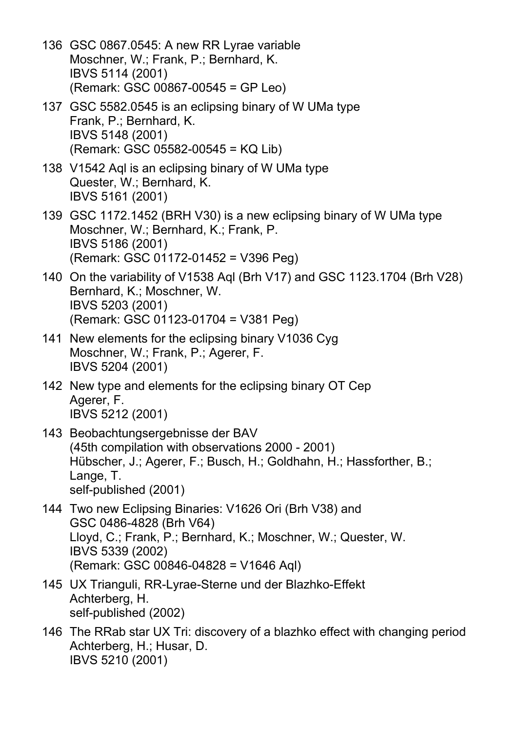136 GSC 0867.0545: A new RR Lyrae variable
Moschner, W.; Frank, P.; Bernhard, K.
IBVS 5114 (2001)
(Remark: GSC 00867-00545 = GP Leo)

137 GSC 5582.0545 is an eclipsing binary of W UMa type
Frank, P.; Bernhard, K.
IBVS 5148 (2001)
(Remark: GSC 05582-00545 = KQ Lib)

138 V1542 Aql is an eclipsing binary of W UMa type
Quester, W.; Bernhard, K.
IBVS 5161 (2001)

139 GSC 1172.1452 (BRH V30) is a new eclipsing binary of W UMa type
Moschner, W.; Bernhard, K.; Frank, P.
IBVS 5186 (2001)
(Remark: GSC 01172-01452 = V396 Peg)

140 On the variability of V1538 Aql (Brh V17) and GSC 1123.1704 (Brh V28)
Bernhard, K.; Moschner, W.
IBVS 5203 (2001)
(Remark: GSC 01123-01704 = V381 Peg)

141 New elements for the eclipsing binary V1036 Cyg
Moschner, W.; Frank, P.; Agerer, F.
IBVS 5204 (2001)

142 New type and elements for the eclipsing binary OT Cep
Agerer, F.
IBVS 5212 (2001)

143 Beobachtungsergebnisse der BAV
(45th compilation with observations 2000 - 2001)
Hübscher, J.; Agerer, F.; Busch, H.; Goldhahn, H.; Hassforther, B.; Lange, T.
self-published (2001)

144 Two new Eclipsing Binaries: V1626 Ori (Brh V38) and GSC 0486-4828 (Brh V64)
Lloyd, C.; Frank, P.; Bernhard, K.; Moschner, W.; Quester, W.
IBVS 5339 (2002)
(Remark: GSC 00846-04828 = V1646 Aql)

145 UX Trianguli, RR-Lyrae-Sterne und der Blazhko-Effekt
Achterberg, H.
self-published (2002)

146 The RRab star UX Tri: discovery of a blazhko effect with changing period
Achterberg, H.; Husar, D.
IBVS 5210 (2001)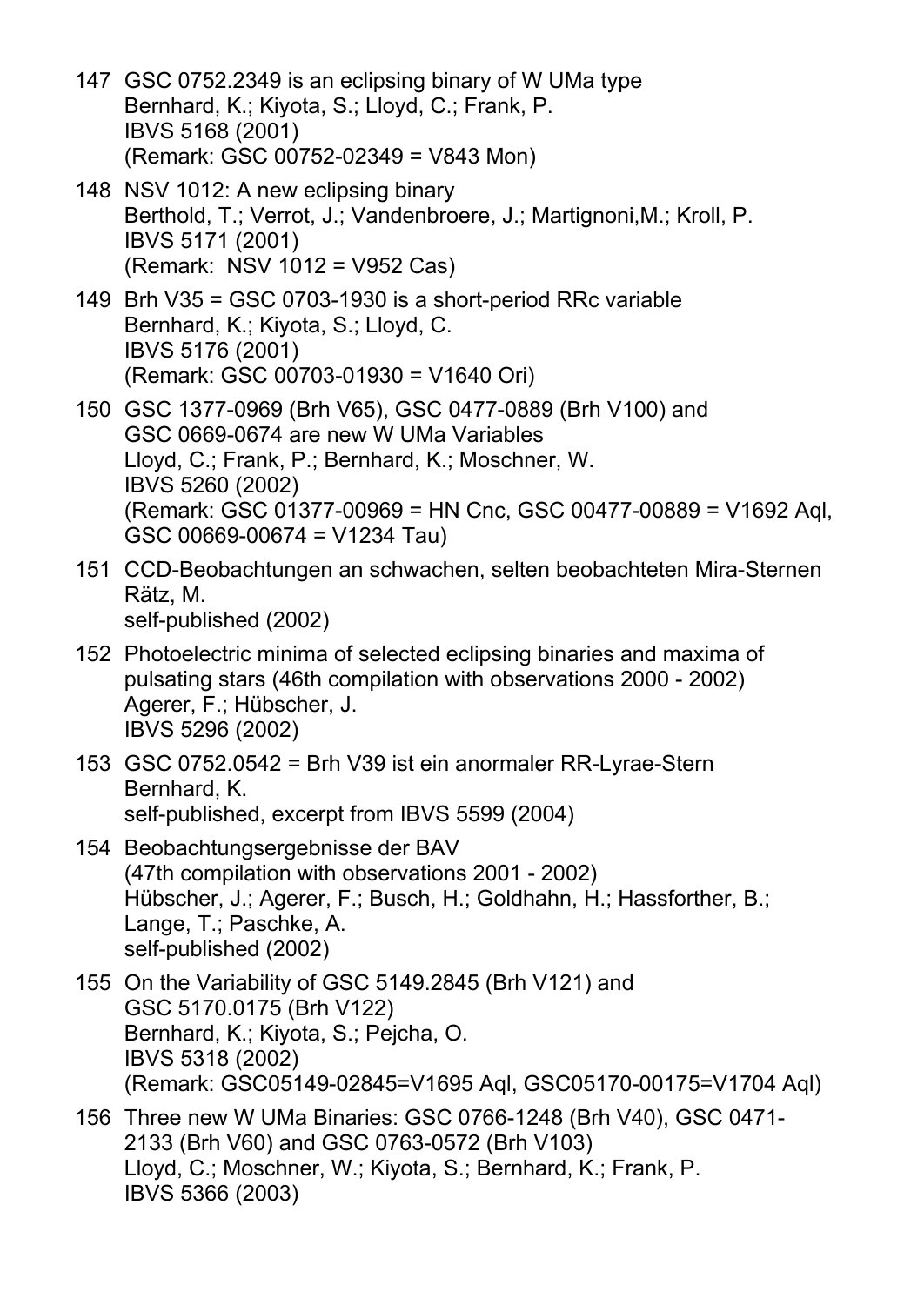147 GSC 0752.2349 is an eclipsing binary of W UMa type
Bernhard, K.; Kiyota, S.; Lloyd, C.; Frank, P.
IBVS 5168 (2001)
(Remark: GSC 00752-02349 = V843 Mon)

148 NSV 1012: A new eclipsing binary
Berthold, T.; Verrot, J.; Vandenbroere, J.; Martignoni,M.; Kroll, P.
IBVS 5171 (2001)
(Remark: NSV 1012 = V952 Cas)

149 Brh V35 = GSC 0703-1930 is a short-period RRc variable
Bernhard, K.; Kiyota, S.; Lloyd, C.
IBVS 5176 (2001)
(Remark: GSC 00703-01930 = V1640 Ori)

150 GSC 1377-0969 (Brh V65), GSC 0477-0889 (Brh V100) and GSC 0669-0674 are new W UMa Variables
Lloyd, C.; Frank, P.; Bernhard, K.; Moschner, W.
IBVS 5260 (2002)
(Remark: GSC 01377-00969 = HN Cnc, GSC 00477-00889 = V1692 Aql, GSC 00669-00674 = V1234 Tau)

151 CCD-Beobachtungen an schwachen, selten beobachteten Mira-Sternen
Rätz, M.
self-published (2002)

152 Photoelectric minima of selected eclipsing binaries and maxima of pulsating stars (46th compilation with observations 2000 - 2002)
Agerer, F.; Hübscher, J.
IBVS 5296 (2002)

153 GSC 0752.0542 = Brh V39 ist ein anormaler RR-Lyrae-Stern
Bernhard, K.
self-published, excerpt from IBVS 5599 (2004)

154 Beobachtungsergebnisse der BAV
(47th compilation with observations 2001 - 2002)
Hübscher, J.; Agerer, F.; Busch, H.; Goldhahn, H.; Hassforther, B.; Lange, T.; Paschke, A.
self-published (2002)

155 On the Variability of GSC 5149.2845 (Brh V121) and GSC 5170.0175 (Brh V122)
Bernhard, K.; Kiyota, S.; Pejcha, O.
IBVS 5318 (2002)
(Remark: GSC05149-02845=V1695 Aql, GSC05170-00175=V1704 Aql)

156 Three new W UMa Binaries: GSC 0766-1248 (Brh V40), GSC 0471-2133 (Brh V60) and GSC 0763-0572 (Brh V103)
Lloyd, C.; Moschner, W.; Kiyota, S.; Bernhard, K.; Frank, P.
IBVS 5366 (2003)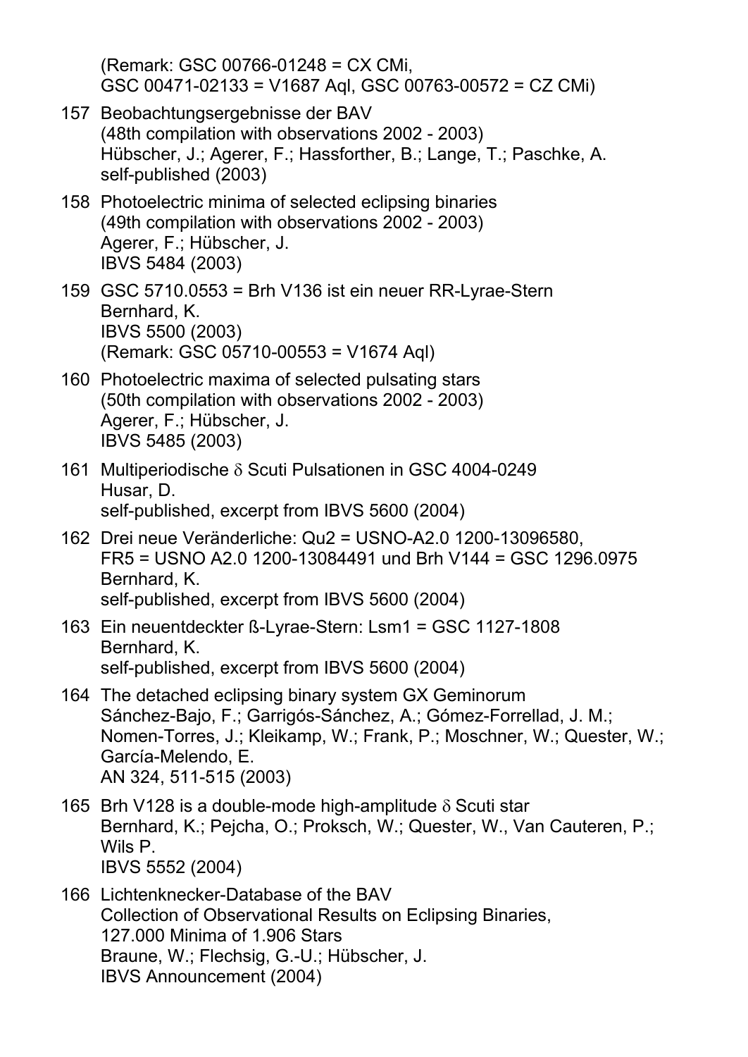(Remark: GSC 00766-01248 = CX CMi,
GSC 00471-02133 = V1687 Aql, GSC 00763-00572 = CZ CMi)

157 Beobachtungsergebnisse der BAV
(48th compilation with observations 2002 - 2003)
Hübscher, J.; Agerer, F.; Hassforther, B.; Lange, T.; Paschke, A.
self-published (2003)

158 Photoelectric minima of selected eclipsing binaries
(49th compilation with observations 2002 - 2003)
Agerer, F.; Hübscher, J.
IBVS 5484 (2003)

159 GSC 5710.0553 = Brh V136 ist ein neuer RR-Lyrae-Stern
Bernhard, K.
IBVS 5500 (2003)
(Remark: GSC 05710-00553 = V1674 Aql)

160 Photoelectric maxima of selected pulsating stars
(50th compilation with observations 2002 - 2003)
Agerer, F.; Hübscher, J.
IBVS 5485 (2003)

161 Multiperiodische $\delta$ Scuti Pulsationen in GSC 4004-0249
Husar, D.
self-published, excerpt from IBVS 5600 (2004)

162 Drei neue Veränderliche: Qu2 = USNO-A2.0 1200-13096580,
FR5 = USNO A2.0 1200-13084491 und Brh V144 = GSC 1296.0975
Bernhard, K.
self-published, excerpt from IBVS 5600 (2004)

163 Ein neuentdeckter ß-Lyrae-Stern: Lsm1 = GSC 1127-1808
Bernhard, K.
self-published, excerpt from IBVS 5600 (2004)

164 The detached eclipsing binary system GX Geminorum
Sánchez-Bajo, F.; Garrigós-Sánchez, A.; Gómez-Forrellad, J. M.;
Nomen-Torres, J.; Kleikamp, W.; Frank, P.; Moschner, W.; Quester, W.;
García-Melendo, E.
AN 324, 511-515 (2003)

165 Brh V128 is a double-mode high-amplitude $\delta$ Scuti star
Bernhard, K.; Pejcha, O.; Proksch, W.; Quester, W., Van Cauteren, P.;
Wils P.
IBVS 5552 (2004)

166 Lichtenknecker-Database of the BAV
Collection of Observational Results on Eclipsing Binaries,
127.000 Minima of 1.906 Stars
Braune, W.; Flechsig, G.-U.; Hübscher, J.
IBVS Announcement (2004)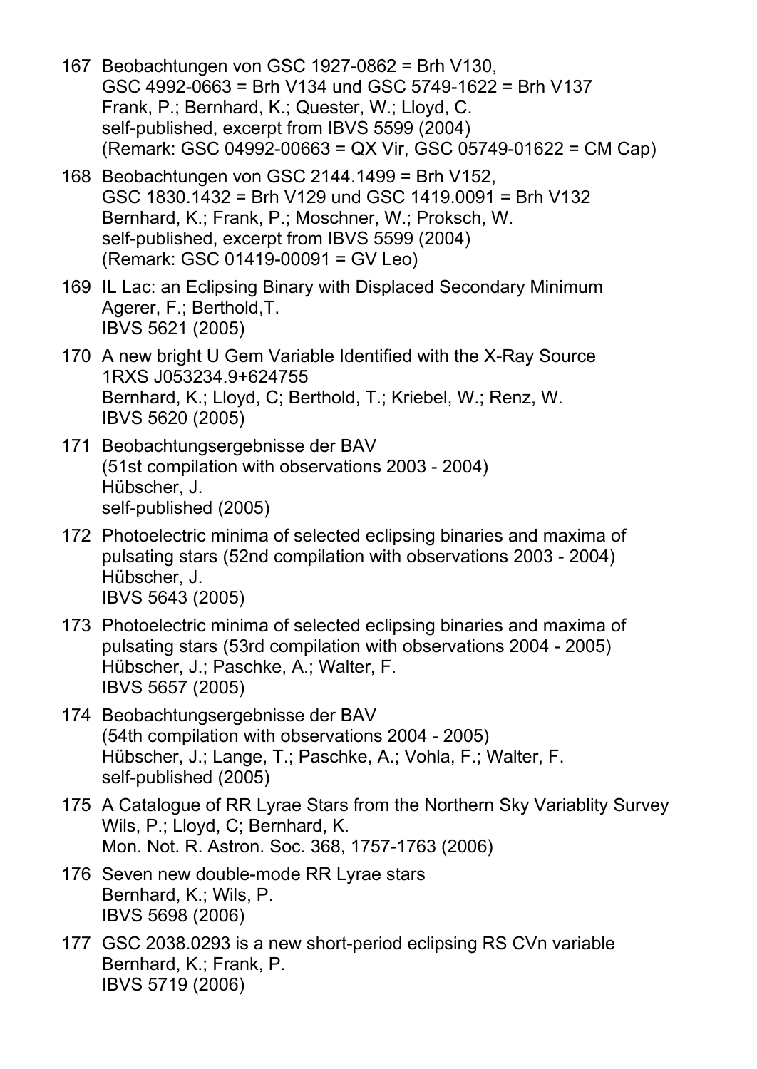167 Beobachtungen von GSC 1927-0862 = Brh V130,
GSC 4992-0663 = Brh V134 und GSC 5749-1622 = Brh V137
Frank, P.; Bernhard, K.; Quester, W.; Lloyd, C.
self-published, excerpt from IBVS 5599 (2004)
(Remark: GSC 04992-00663 = QX Vir, GSC 05749-01622 = CM Cap)

168 Beobachtungen von GSC 2144.1499 = Brh V152,
GSC 1830.1432 = Brh V129 und GSC 1419.0091 = Brh V132
Bernhard, K.; Frank, P.; Moschner, W.; Proksch, W.
self-published, excerpt from IBVS 5599 (2004)
(Remark: GSC 01419-00091 = GV Leo)

169 IL Lac: an Eclipsing Binary with Displaced Secondary Minimum
Agerer, F.; Berthold,T.
IBVS 5621 (2005)

170 A new bright U Gem Variable Identified with the X-Ray Source
1RXS J053234.9+624755
Bernhard, K.; Lloyd, C; Berthold, T.; Kriebel, W.; Renz, W.
IBVS 5620 (2005)

171 Beobachtungsergebnisse der BAV
(51st compilation with observations 2003 - 2004)
Hübscher, J.
self-published (2005)

172 Photoelectric minima of selected eclipsing binaries and maxima of
pulsating stars (52nd compilation with observations 2003 - 2004)
Hübscher, J.
IBVS 5643 (2005)

173 Photoelectric minima of selected eclipsing binaries and maxima of
pulsating stars (53rd compilation with observations 2004 - 2005)
Hübscher, J.; Paschke, A.; Walter, F.
IBVS 5657 (2005)

174 Beobachtungsergebnisse der BAV
(54th compilation with observations 2004 - 2005)
Hübscher, J.; Lange, T.; Paschke, A.; Vohla, F.; Walter, F.
self-published (2005)

175 A Catalogue of RR Lyrae Stars from the Northern Sky Variablity Survey
Wils, P.; Lloyd, C; Bernhard, K.
Mon. Not. R. Astron. Soc. 368, 1757-1763 (2006)

176 Seven new double-mode RR Lyrae stars
Bernhard, K.; Wils, P.
IBVS 5698 (2006)

177 GSC 2038.0293 is a new short-period eclipsing RS CVn variable
Bernhard, K.; Frank, P.
IBVS 5719 (2006)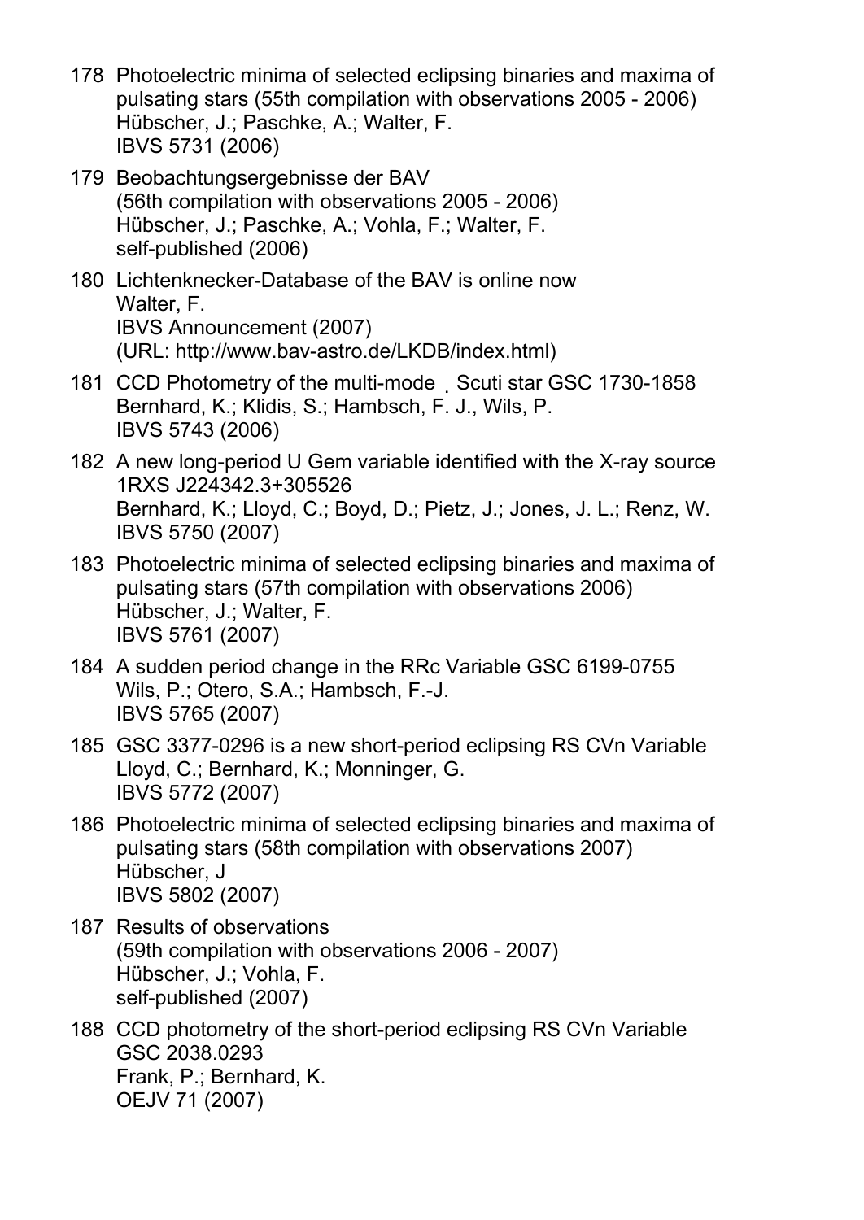178 Photoelectric minima of selected eclipsing binaries and maxima of pulsating stars (55th compilation with observations 2005 - 2006)
Hübscher, J.; Paschke, A.; Walter, F.
IBVS 5731 (2006)

179 Beobachtungsergebnisse der BAV
(56th compilation with observations 2005 - 2006)
Hübscher, J.; Paschke, A.; Vohla, F.; Walter, F.
self-published (2006)

180 Lichtenknecker-Database of the BAV is online now
Walter, F.
IBVS Announcement (2007)
(URL: http://www.bav-astro.de/LKDB/index.html)

181 CCD Photometry of the multi-mode δ Scuti star GSC 1730-1858
Bernhard, K.; Klidis, S.; Hambsch, F. J., Wils, P.
IBVS 5743 (2006)

182 A new long-period U Gem variable identified with the X-ray source 1RXS J224342.3+305526
Bernhard, K.; Lloyd, C.; Boyd, D.; Pietz, J.; Jones, J. L.; Renz, W.
IBVS 5750 (2007)

183 Photoelectric minima of selected eclipsing binaries and maxima of pulsating stars (57th compilation with observations 2006)
Hübscher, J.; Walter, F.
IBVS 5761 (2007)

184 A sudden period change in the RRc Variable GSC 6199-0755
Wils, P.; Otero, S.A.; Hambsch, F.-J.
IBVS 5765 (2007)

185 GSC 3377-0296 is a new short-period eclipsing RS CVn Variable
Lloyd, C.; Bernhard, K.; Monninger, G.
IBVS 5772 (2007)

186 Photoelectric minima of selected eclipsing binaries and maxima of pulsating stars (58th compilation with observations 2007)
Hübscher, J
IBVS 5802 (2007)

187 Results of observations
(59th compilation with observations 2006 - 2007)
Hübscher, J.; Vohla, F.
self-published (2007)

188 CCD photometry of the short-period eclipsing RS CVn Variable GSC 2038.0293
Frank, P.; Bernhard, K.
OEJV 71 (2007)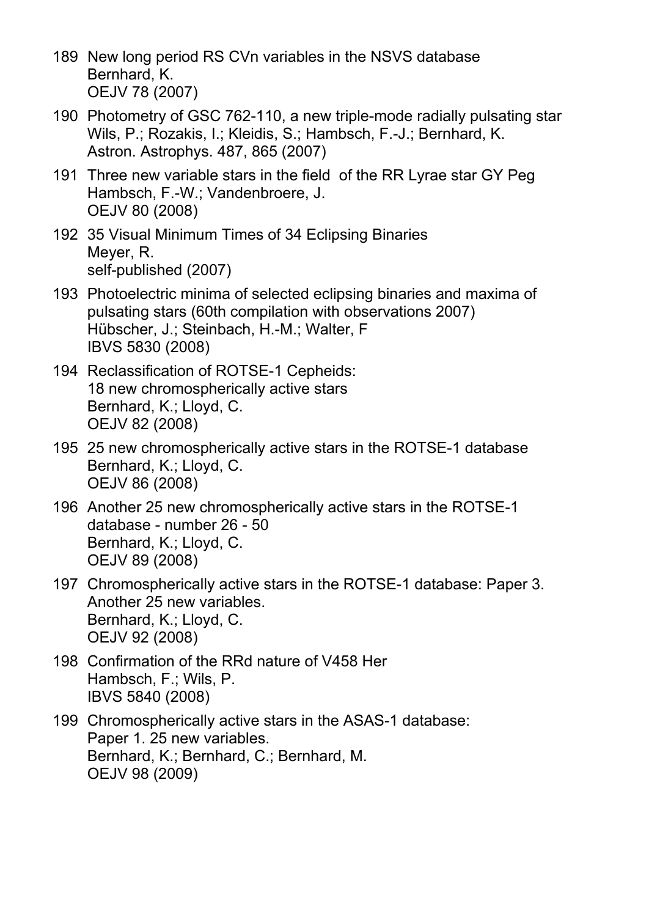189 New long period RS CVn variables in the NSVS database
Bernhard, K.
OEJV 78 (2007)

190 Photometry of GSC 762-110, a new triple-mode radially pulsating star
Wils, P.; Rozakis, I.; Kleidis, S.; Hambsch, F.-J.; Bernhard, K.
Astron. Astrophys. 487, 865 (2007)

191 Three new variable stars in the field of the RR Lyrae star GY Peg
Hambsch, F.-W.; Vandenbroere, J.
OEJV 80 (2008)

192 35 Visual Minimum Times of 34 Eclipsing Binaries
Meyer, R.
self-published (2007)

193 Photoelectric minima of selected eclipsing binaries and maxima of pulsating stars (60th compilation with observations 2007)
Hübscher, J.; Steinbach, H.-M.; Walter, F
IBVS 5830 (2008)

194 Reclassification of ROTSE-1 Cepheids:
18 new chromospherically active stars
Bernhard, K.; Lloyd, C.
OEJV 82 (2008)

195 25 new chromospherically active stars in the ROTSE-1 database
Bernhard, K.; Lloyd, C.
OEJV 86 (2008)

196 Another 25 new chromospherically active stars in the ROTSE-1 database - number 26 - 50
Bernhard, K.; Lloyd, C.
OEJV 89 (2008)

197 Chromospherically active stars in the ROTSE-1 database: Paper 3. Another 25 new variables.
Bernhard, K.; Lloyd, C.
OEJV 92 (2008)

198 Confirmation of the RRd nature of V458 Her
Hambsch, F.; Wils, P.
IBVS 5840 (2008)

199 Chromospherically active stars in the ASAS-1 database:
Paper 1. 25 new variables.
Bernhard, K.; Bernhard, C.; Bernhard, M.
OEJV 98 (2009)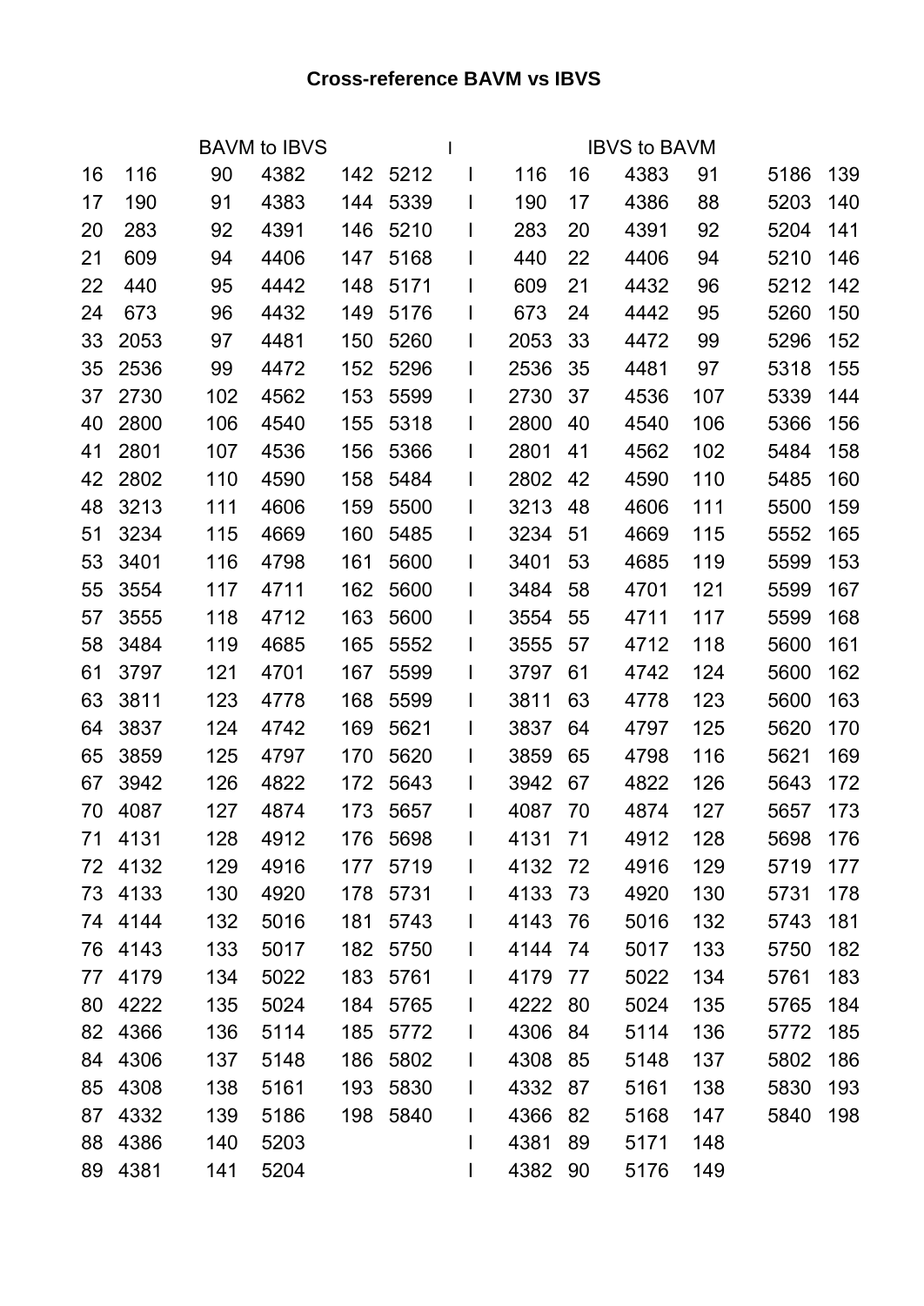# Cross-reference BAVM vs IBVS

| BAVM to IBVS | | | | | | I | IBVS to BAVM | | | | | |
|---|---|---|---|---|---|---|---|---|---|---|---|---|
| 16 | 116 | 90 | 4382 | 142 | 5212 | I | 116 | 16 | 4383 | 91 | 5186 | 139 |
| 17 | 190 | 91 | 4383 | 144 | 5339 | I | 190 | 17 | 4386 | 88 | 5203 | 140 |
| 20 | 283 | 92 | 4391 | 146 | 5210 | I | 283 | 20 | 4391 | 92 | 5204 | 141 |
| 21 | 609 | 94 | 4406 | 147 | 5168 | I | 440 | 22 | 4406 | 94 | 5210 | 146 |
| 22 | 440 | 95 | 4442 | 148 | 5171 | I | 609 | 21 | 4432 | 96 | 5212 | 142 |
| 24 | 673 | 96 | 4432 | 149 | 5176 | I | 673 | 24 | 4442 | 95 | 5260 | 150 |
| 33 | 2053 | 97 | 4481 | 150 | 5260 | I | 2053 | 33 | 4472 | 99 | 5296 | 152 |
| 35 | 2536 | 99 | 4472 | 152 | 5296 | I | 2536 | 35 | 4481 | 97 | 5318 | 155 |
| 37 | 2730 | 102 | 4562 | 153 | 5599 | I | 2730 | 37 | 4536 | 107 | 5339 | 144 |
| 40 | 2800 | 106 | 4540 | 155 | 5318 | I | 2800 | 40 | 4540 | 106 | 5366 | 156 |
| 41 | 2801 | 107 | 4536 | 156 | 5366 | I | 2801 | 41 | 4562 | 102 | 5484 | 158 |
| 42 | 2802 | 110 | 4590 | 158 | 5484 | I | 2802 | 42 | 4590 | 110 | 5485 | 160 |
| 48 | 3213 | 111 | 4606 | 159 | 5500 | I | 3213 | 48 | 4606 | 111 | 5500 | 159 |
| 51 | 3234 | 115 | 4669 | 160 | 5485 | I | 3234 | 51 | 4669 | 115 | 5552 | 165 |
| 53 | 3401 | 116 | 4798 | 161 | 5600 | I | 3401 | 53 | 4685 | 119 | 5599 | 153 |
| 55 | 3554 | 117 | 4711 | 162 | 5600 | I | 3484 | 58 | 4701 | 121 | 5599 | 167 |
| 57 | 3555 | 118 | 4712 | 163 | 5600 | I | 3554 | 55 | 4711 | 117 | 5599 | 168 |
| 58 | 3484 | 119 | 4685 | 165 | 5552 | I | 3555 | 57 | 4712 | 118 | 5600 | 161 |
| 61 | 3797 | 121 | 4701 | 167 | 5599 | I | 3797 | 61 | 4742 | 124 | 5600 | 162 |
| 63 | 3811 | 123 | 4778 | 168 | 5599 | I | 3811 | 63 | 4778 | 123 | 5600 | 163 |
| 64 | 3837 | 124 | 4742 | 169 | 5621 | I | 3837 | 64 | 4797 | 125 | 5620 | 170 |
| 65 | 3859 | 125 | 4797 | 170 | 5620 | I | 3859 | 65 | 4798 | 116 | 5621 | 169 |
| 67 | 3942 | 126 | 4822 | 172 | 5643 | I | 3942 | 67 | 4822 | 126 | 5643 | 172 |
| 70 | 4087 | 127 | 4874 | 173 | 5657 | I | 4087 | 70 | 4874 | 127 | 5657 | 173 |
| 71 | 4131 | 128 | 4912 | 176 | 5698 | I | 4131 | 71 | 4912 | 128 | 5698 | 176 |
| 72 | 4132 | 129 | 4916 | 177 | 5719 | I | 4132 | 72 | 4916 | 129 | 5719 | 177 |
| 73 | 4133 | 130 | 4920 | 178 | 5731 | I | 4133 | 73 | 4920 | 130 | 5731 | 178 |
| 74 | 4144 | 132 | 5016 | 181 | 5743 | I | 4143 | 76 | 5016 | 132 | 5743 | 181 |
| 76 | 4143 | 133 | 5017 | 182 | 5750 | I | 4144 | 74 | 5017 | 133 | 5750 | 182 |
| 77 | 4179 | 134 | 5022 | 183 | 5761 | I | 4179 | 77 | 5022 | 134 | 5761 | 183 |
| 80 | 4222 | 135 | 5024 | 184 | 5765 | I | 4222 | 80 | 5024 | 135 | 5765 | 184 |
| 82 | 4366 | 136 | 5114 | 185 | 5772 | I | 4306 | 84 | 5114 | 136 | 5772 | 185 |
| 84 | 4306 | 137 | 5148 | 186 | 5802 | I | 4308 | 85 | 5148 | 137 | 5802 | 186 |
| 85 | 4308 | 138 | 5161 | 193 | 5830 | I | 4332 | 87 | 5161 | 138 | 5830 | 193 |
| 87 | 4332 | 139 | 5186 | 198 | 5840 | I | 4366 | 82 | 5168 | 147 | 5840 | 198 |
| 88 | 4386 | 140 | 5203 | | | I | 4381 | 89 | 5171 | 148 | | |
| 89 | 4381 | 141 | 5204 | | | I | 4382 | 90 | 5176 | 149 | | |